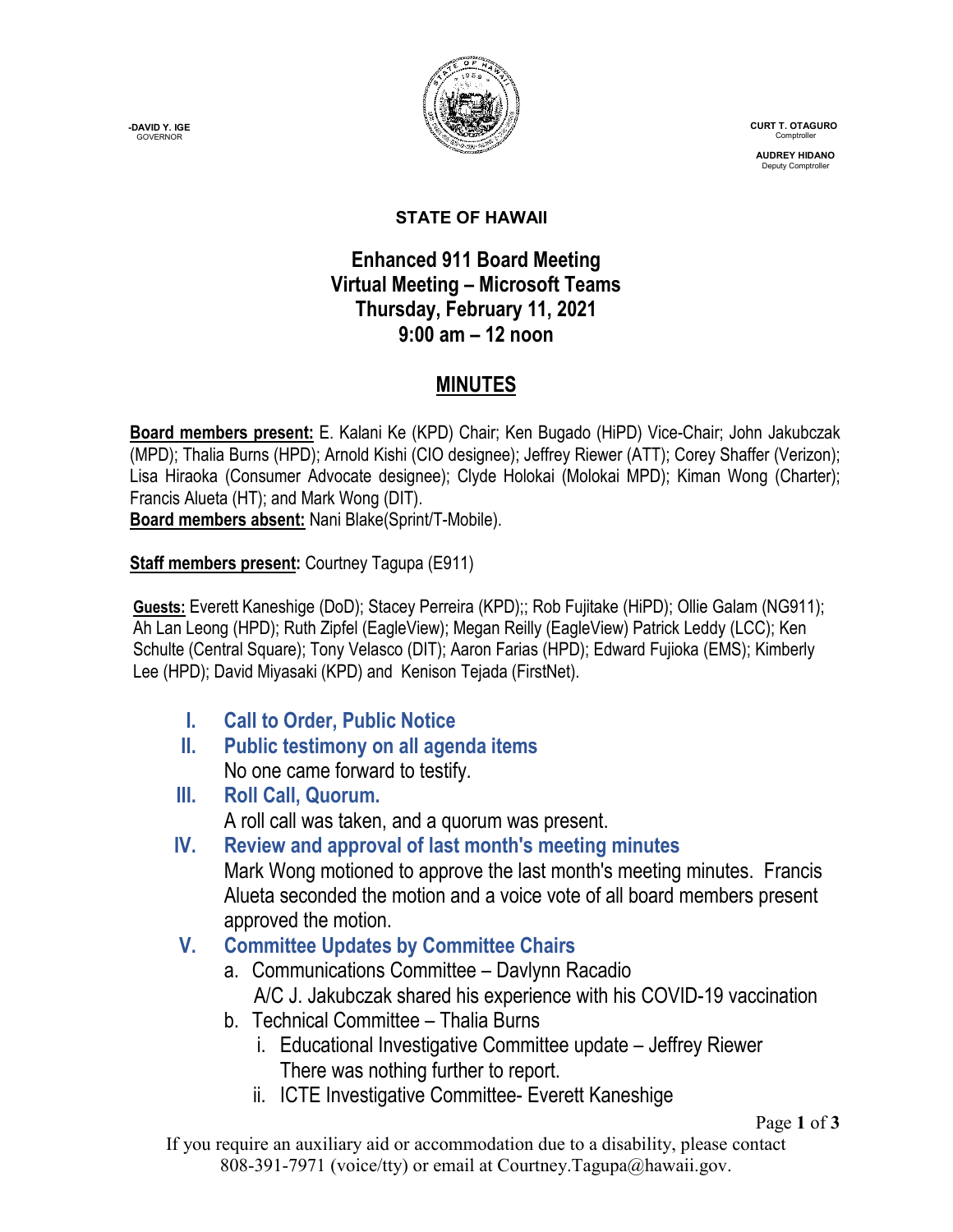-DAVID Y. IGE
GOVERNOR

CURT T. OTAGURO
Comptroller

AUDREY HIDANO
Deputy Comptroller

**STATE OF HAWAII**

# Enhanced 911 Board Meeting
# Virtual Meeting – Microsoft Teams
# Thursday, February 11, 2021
# 9:00 am – 12 noon

## MINUTES

**Board members present:** E. Kalani Ke (KPD) Chair; Ken Bugado (HiPD) Vice-Chair; John Jakubczak (MPD); Thalia Burns (HPD); Arnold Kishi (CIO designee); Jeffrey Riewer (ATT); Corey Shaffer (Verizon); Lisa Hiraoka (Consumer Advocate designee); Clyde Holokai (Molokai MPD); Kiman Wong (Charter); Francis Alueta (HT); and Mark Wong (DIT).
**Board members absent:** Nani Blake(Sprint/T-Mobile).

**Staff members present:** Courtney Tagupa (E911)

**Guests:** Everett Kaneshige (DoD); Stacey Perreira (KPD);; Rob Fujitake (HiPD); Ollie Galam (NG911); Ah Lan Leong (HPD); Ruth Zipfel (EagleView); Megan Reilly (EagleView) Patrick Leddy (LCC); Ken Schulte (Central Square); Tony Velasco (DIT); Aaron Farias (HPD); Edward Fujioka (EMS); Kimberly Lee (HPD); David Miyasaki (KPD) and Kenison Tejada (FirstNet).

I. **Call to Order, Public Notice**

II. **Public testimony on all agenda items**
No one came forward to testify.

III. **Roll Call, Quorum.**
A roll call was taken, and a quorum was present.

IV. **Review and approval of last month's meeting minutes**
Mark Wong motioned to approve the last month's meeting minutes. Francis Alueta seconded the motion and a voice vote of all board members present approved the motion.

V. **Committee Updates by Committee Chairs**
   a. Communications Committee – Davlynn Racadio
      A/C J. Jakubczak shared his experience with his COVID-19 vaccination
   b. Technical Committee – Thalia Burns
      i. Educational Investigative Committee update – Jeffrey Riewer
         There was nothing further to report.
      ii. ICTE Investigative Committee- Everett Kaneshige

If you require an auxiliary aid or accommodation due to a disability, please contact 808-391-7971 (voice/tty) or email at Courtney.Tagupa@hawaii.gov.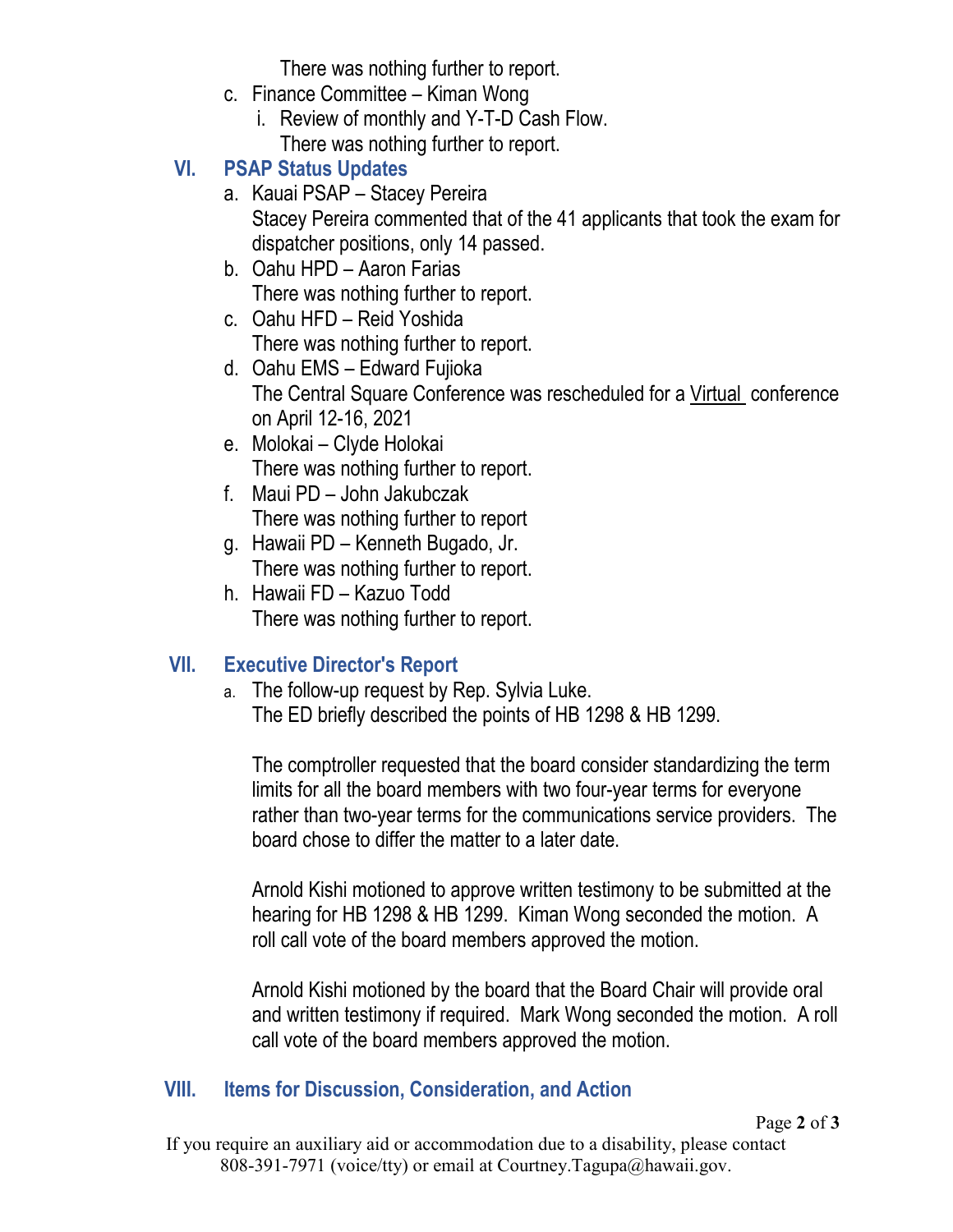There was nothing further to report.

c. Finance Committee – Kiman Wong
   i. Review of monthly and Y-T-D Cash Flow.
      There was nothing further to report.

## VI. PSAP Status Updates

a. Kauai PSAP – Stacey Pereira
   Stacey Pereira commented that of the 41 applicants that took the exam for dispatcher positions, only 14 passed.
b. Oahu HPD – Aaron Farias
   There was nothing further to report.
c. Oahu HFD – Reid Yoshida
   There was nothing further to report.
d. Oahu EMS – Edward Fujioka
   The Central Square Conference was rescheduled for a Virtual conference on April 12-16, 2021
e. Molokai – Clyde Holokai
   There was nothing further to report.
f. Maui PD – John Jakubczak
   There was nothing further to report
g. Hawaii PD – Kenneth Bugado, Jr.
   There was nothing further to report.
h. Hawaii FD – Kazuo Todd
   There was nothing further to report.

## VII. Executive Director's Report

a. The follow-up request by Rep. Sylvia Luke.
   The ED briefly described the points of HB 1298 & HB 1299.

   The comptroller requested that the board consider standardizing the term limits for all the board members with two four-year terms for everyone rather than two-year terms for the communications service providers. The board chose to differ the matter to a later date.

   Arnold Kishi motioned to approve written testimony to be submitted at the hearing for HB 1298 & HB 1299. Kiman Wong seconded the motion. A roll call vote of the board members approved the motion.

   Arnold Kishi motioned by the board that the Board Chair will provide oral and written testimony if required. Mark Wong seconded the motion. A roll call vote of the board members approved the motion.

## VIII. Items for Discussion, Consideration, and Action

If you require an auxiliary aid or accommodation due to a disability, please contact 808-391-7971 (voice/tty) or email at Courtney.Tagupa@hawaii.gov.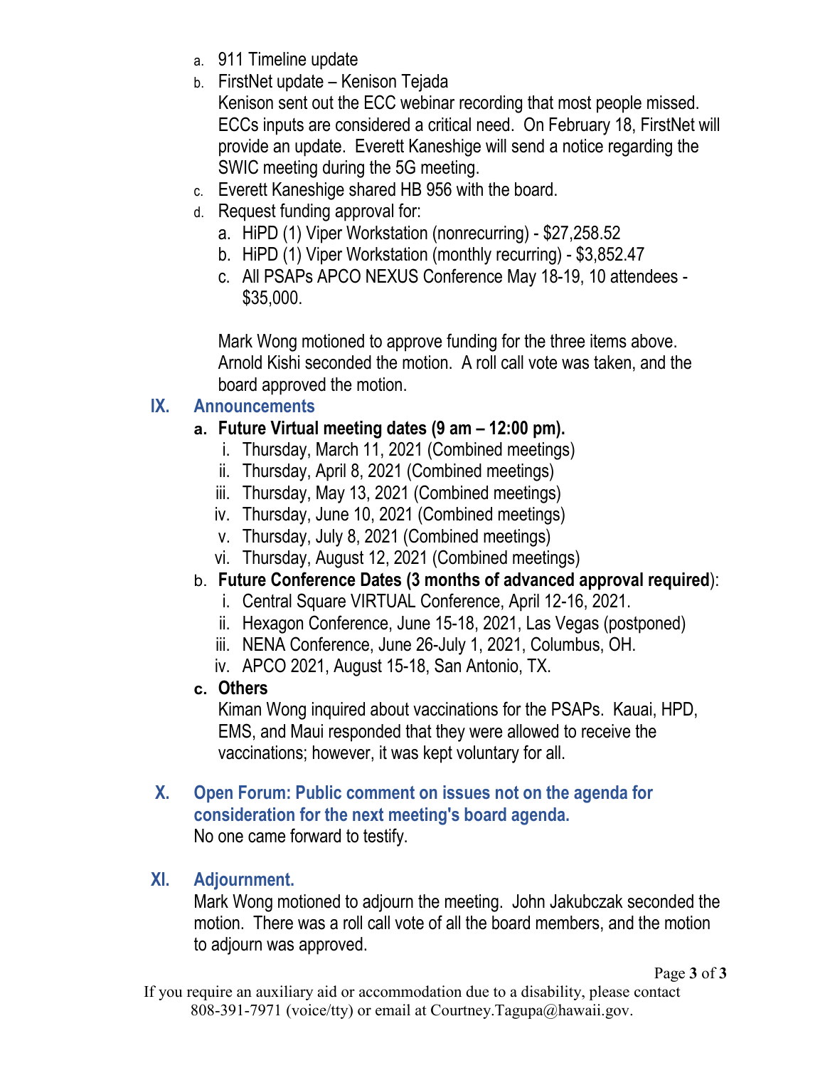a. 911 Timeline update
b. FirstNet update – Kenison Tejada
   Kenison sent out the ECC webinar recording that most people missed. ECCs inputs are considered a critical need. On February 18, FirstNet will provide an update. Everett Kaneshige will send a notice regarding the SWIC meeting during the 5G meeting.
c. Everett Kaneshige shared HB 956 with the board.
d. Request funding approval for:
   a. HiPD (1) Viper Workstation (nonrecurring) - $27,258.52
   b. HiPD (1) Viper Workstation (monthly recurring) - $3,852.47
   c. All PSAPs APCO NEXUS Conference May 18-19, 10 attendees - $35,000.

   Mark Wong motioned to approve funding for the three items above. Arnold Kishi seconded the motion. A roll call vote was taken, and the board approved the motion.

## IX. Announcements

**a. Future Virtual meeting dates (9 am – 12:00 pm).**
   i. Thursday, March 11, 2021 (Combined meetings)
   ii. Thursday, April 8, 2021 (Combined meetings)
   iii. Thursday, May 13, 2021 (Combined meetings)
   iv. Thursday, June 10, 2021 (Combined meetings)
   v. Thursday, July 8, 2021 (Combined meetings)
   vi. Thursday, August 12, 2021 (Combined meetings)

b. **Future Conference Dates (3 months of advanced approval required**):
   i. Central Square VIRTUAL Conference, April 12-16, 2021.
   ii. Hexagon Conference, June 15-18, 2021, Las Vegas (postponed)
   iii. NENA Conference, June 26-July 1, 2021, Columbus, OH.
   iv. APCO 2021, August 15-18, San Antonio, TX.

**c. Others**
   Kiman Wong inquired about vaccinations for the PSAPs. Kauai, HPD, EMS, and Maui responded that they were allowed to receive the vaccinations; however, it was kept voluntary for all.

## X. Open Forum: Public comment on issues not on the agenda for consideration for the next meeting's board agenda.

No one came forward to testify.

## XI. Adjournment.

Mark Wong motioned to adjourn the meeting. John Jakubczak seconded the motion. There was a roll call vote of all the board members, and the motion to adjourn was approved.

If you require an auxiliary aid or accommodation due to a disability, please contact 808-391-7971 (voice/tty) or email at Courtney.Tagupa@hawaii.gov.